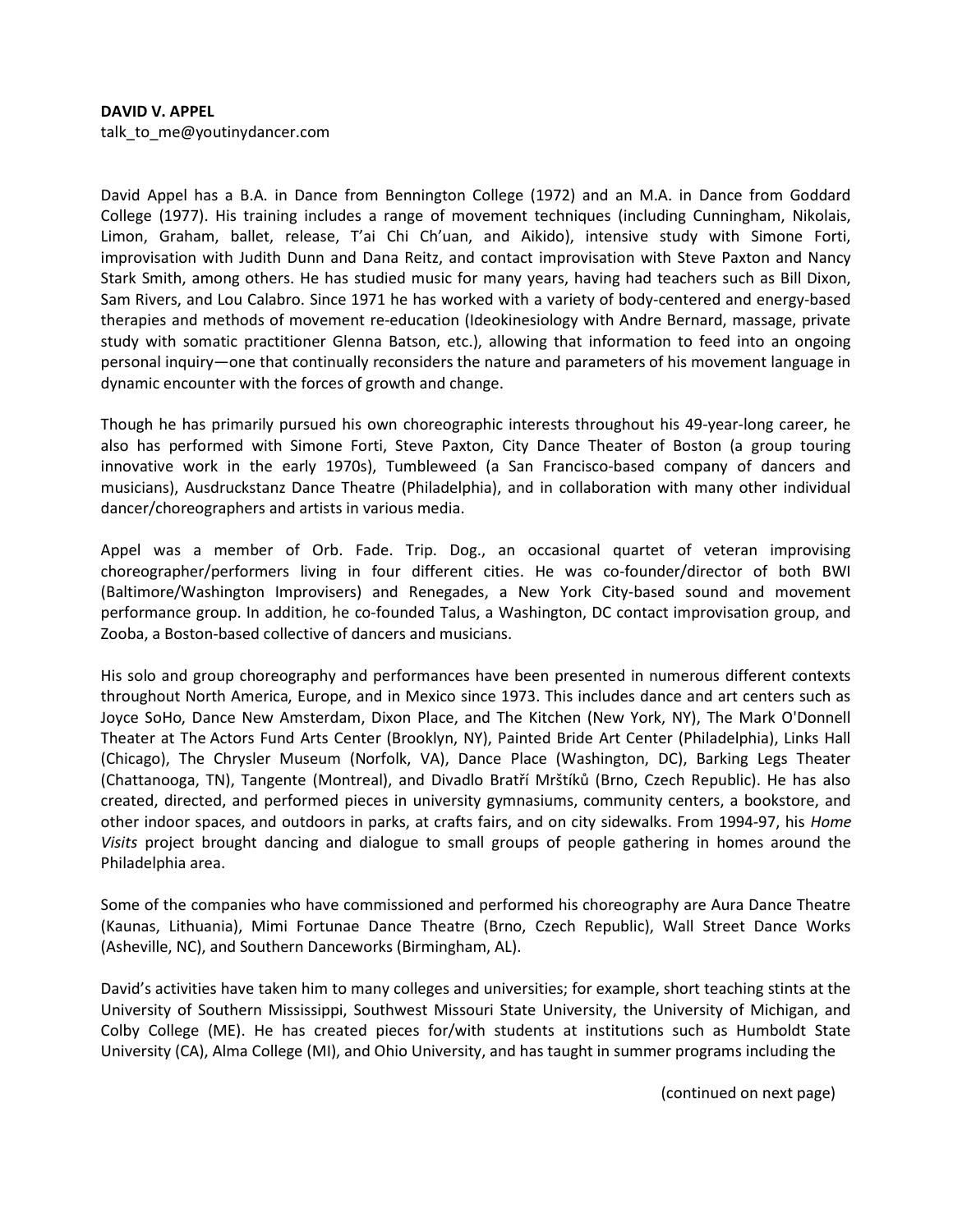**DAVID V. APPEL**
talk_to_me@youtinydancer.com

David Appel has a B.A. in Dance from Bennington College (1972) and an M.A. in Dance from Goddard College (1977). His training includes a range of movement techniques (including Cunningham, Nikolais, Limon, Graham, ballet, release, T'ai Chi Ch'uan, and Aikido), intensive study with Simone Forti, improvisation with Judith Dunn and Dana Reitz, and contact improvisation with Steve Paxton and Nancy Stark Smith, among others. He has studied music for many years, having had teachers such as Bill Dixon, Sam Rivers, and Lou Calabro. Since 1971 he has worked with a variety of body-centered and energy-based therapies and methods of movement re-education (Ideokinesiology with Andre Bernard, massage, private study with somatic practitioner Glenna Batson, etc.), allowing that information to feed into an ongoing personal inquiry—one that continually reconsiders the nature and parameters of his movement language in dynamic encounter with the forces of growth and change.

Though he has primarily pursued his own choreographic interests throughout his 49-year-long career, he also has performed with Simone Forti, Steve Paxton, City Dance Theater of Boston (a group touring innovative work in the early 1970s), Tumbleweed (a San Francisco-based company of dancers and musicians), Ausdruckstanz Dance Theatre (Philadelphia), and in collaboration with many other individual dancer/choreographers and artists in various media.

Appel was a member of Orb. Fade. Trip. Dog., an occasional quartet of veteran improvising choreographer/performers living in four different cities. He was co-founder/director of both BWI (Baltimore/Washington Improvisers) and Renegades, a New York City-based sound and movement performance group. In addition, he co-founded Talus, a Washington, DC contact improvisation group, and Zooba, a Boston-based collective of dancers and musicians.

His solo and group choreography and performances have been presented in numerous different contexts throughout North America, Europe, and in Mexico since 1973. This includes dance and art centers such as Joyce SoHo, Dance New Amsterdam, Dixon Place, and The Kitchen (New York, NY), The Mark O'Donnell Theater at The Actors Fund Arts Center (Brooklyn, NY), Painted Bride Art Center (Philadelphia), Links Hall (Chicago), The Chrysler Museum (Norfolk, VA), Dance Place (Washington, DC), Barking Legs Theater (Chattanooga, TN), Tangente (Montreal), and Divadlo Bratří Mrštíků (Brno, Czech Republic). He has also created, directed, and performed pieces in university gymnasiums, community centers, a bookstore, and other indoor spaces, and outdoors in parks, at crafts fairs, and on city sidewalks. From 1994-97, his *Home Visits* project brought dancing and dialogue to small groups of people gathering in homes around the Philadelphia area.

Some of the companies who have commissioned and performed his choreography are Aura Dance Theatre (Kaunas, Lithuania), Mimi Fortunae Dance Theatre (Brno, Czech Republic), Wall Street Dance Works (Asheville, NC), and Southern Danceworks (Birmingham, AL).

David's activities have taken him to many colleges and universities; for example, short teaching stints at the University of Southern Mississippi, Southwest Missouri State University, the University of Michigan, and Colby College (ME). He has created pieces for/with students at institutions such as Humboldt State University (CA), Alma College (MI), and Ohio University, and has taught in summer programs including the

(continued on next page)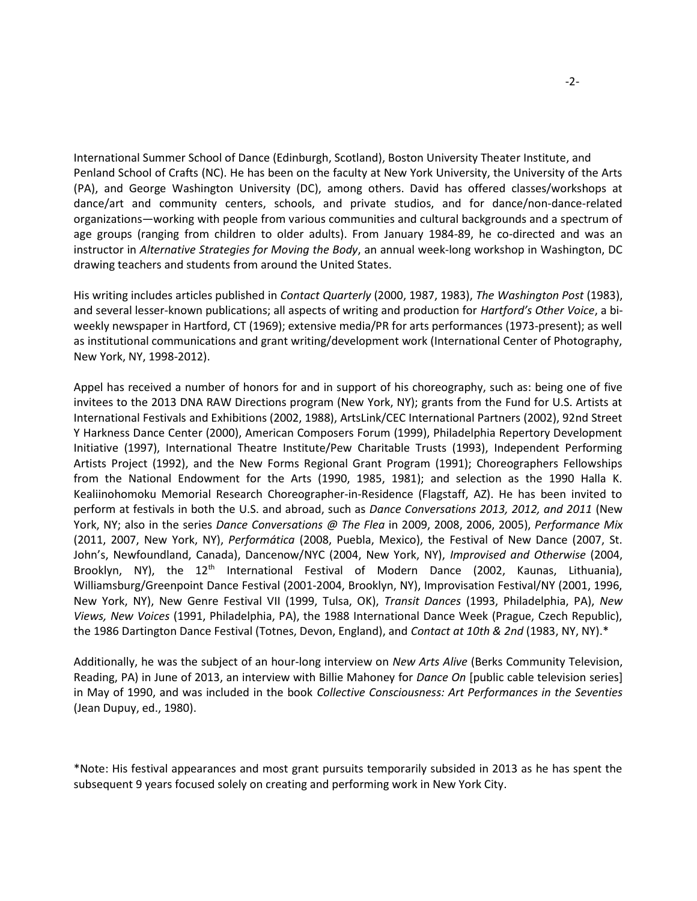International Summer School of Dance (Edinburgh, Scotland), Boston University Theater Institute, and Penland School of Crafts (NC). He has been on the faculty at New York University, the University of the Arts (PA), and George Washington University (DC), among others. David has offered classes/workshops at dance/art and community centers, schools, and private studios, and for dance/non-dance-related organizations—working with people from various communities and cultural backgrounds and a spectrum of age groups (ranging from children to older adults). From January 1984-89, he co-directed and was an instructor in *Alternative Strategies for Moving the Body*, an annual week-long workshop in Washington, DC drawing teachers and students from around the United States.

His writing includes articles published in *Contact Quarterly* (2000, 1987, 1983), *The Washington Post* (1983), and several lesser-known publications; all aspects of writing and production for *Hartford's Other Voice*, a bi-weekly newspaper in Hartford, CT (1969); extensive media/PR for arts performances (1973-present); as well as institutional communications and grant writing/development work (International Center of Photography, New York, NY, 1998-2012).

Appel has received a number of honors for and in support of his choreography, such as: being one of five invitees to the 2013 DNA RAW Directions program (New York, NY); grants from the Fund for U.S. Artists at International Festivals and Exhibitions (2002, 1988), ArtsLink/CEC International Partners (2002), 92nd Street Y Harkness Dance Center (2000), American Composers Forum (1999), Philadelphia Repertory Development Initiative (1997), International Theatre Institute/Pew Charitable Trusts (1993), Independent Performing Artists Project (1992), and the New Forms Regional Grant Program (1991); Choreographers Fellowships from the National Endowment for the Arts (1990, 1985, 1981); and selection as the 1990 Halla K. Kealiinohomoku Memorial Research Choreographer-in-Residence (Flagstaff, AZ). He has been invited to perform at festivals in both the U.S. and abroad, such as *Dance Conversations 2013, 2012, and 2011* (New York, NY; also in the series *Dance Conversations @ The Flea* in 2009, 2008, 2006, 2005), *Performance Mix* (2011, 2007, New York, NY), *Performática* (2008, Puebla, Mexico), the Festival of New Dance (2007, St. John's, Newfoundland, Canada), Dancenow/NYC (2004, New York, NY), *Improvised and Otherwise* (2004, Brooklyn, NY), the 12th International Festival of Modern Dance (2002, Kaunas, Lithuania), Williamsburg/Greenpoint Dance Festival (2001-2004, Brooklyn, NY), Improvisation Festival/NY (2001, 1996, New York, NY), New Genre Festival VII (1999, Tulsa, OK), *Transit Dances* (1993, Philadelphia, PA), *New Views, New Voices* (1991, Philadelphia, PA), the 1988 International Dance Week (Prague, Czech Republic), the 1986 Dartington Dance Festival (Totnes, Devon, England), and *Contact at 10th & 2nd* (1983, NY, NY).*

Additionally, he was the subject of an hour-long interview on *New Arts Alive* (Berks Community Television, Reading, PA) in June of 2013, an interview with Billie Mahoney for *Dance On* [public cable television series] in May of 1990, and was included in the book *Collective Consciousness: Art Performances in the Seventies* (Jean Dupuy, ed., 1980).

*Note: His festival appearances and most grant pursuits temporarily subsided in 2013 as he has spent the subsequent 9 years focused solely on creating and performing work in New York City.